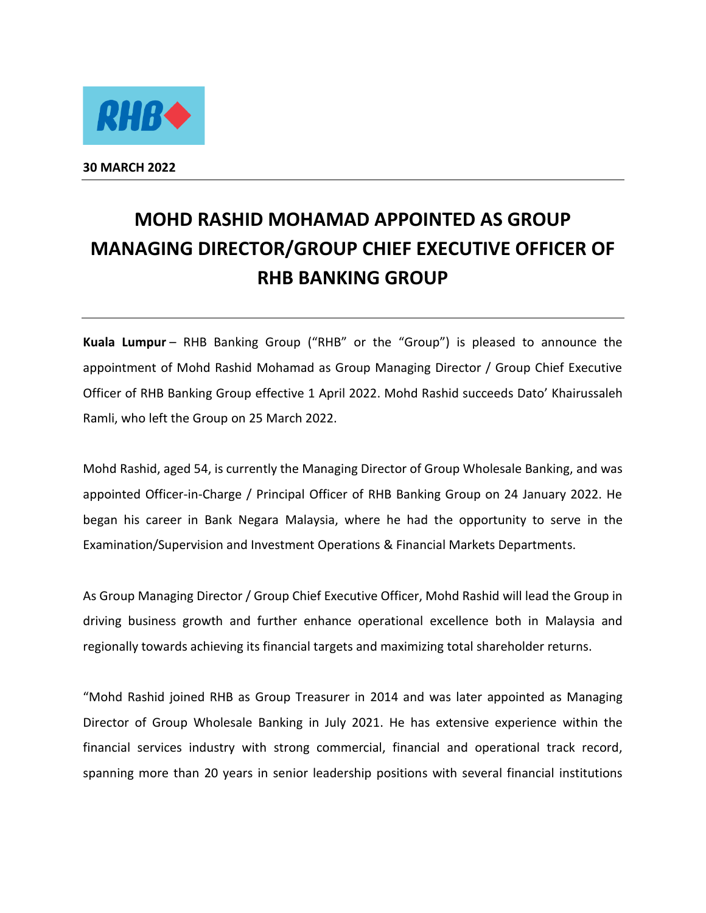**30 MARCH 2022**

# MOHD RASHID MOHAMAD APPOINTED AS GROUP MANAGING DIRECTOR/GROUP CHIEF EXECUTIVE OFFICER OF RHB BANKING GROUP

**Kuala Lumpur** – RHB Banking Group ("RHB" or the "Group") is pleased to announce the appointment of Mohd Rashid Mohamad as Group Managing Director / Group Chief Executive Officer of RHB Banking Group effective 1 April 2022. Mohd Rashid succeeds Dato' Khairussaleh Ramli, who left the Group on 25 March 2022.

Mohd Rashid, aged 54, is currently the Managing Director of Group Wholesale Banking, and was appointed Officer-in-Charge / Principal Officer of RHB Banking Group on 24 January 2022. He began his career in Bank Negara Malaysia, where he had the opportunity to serve in the Examination/Supervision and Investment Operations & Financial Markets Departments.

As Group Managing Director / Group Chief Executive Officer, Mohd Rashid will lead the Group in driving business growth and further enhance operational excellence both in Malaysia and regionally towards achieving its financial targets and maximizing total shareholder returns.

"Mohd Rashid joined RHB as Group Treasurer in 2014 and was later appointed as Managing Director of Group Wholesale Banking in July 2021. He has extensive experience within the financial services industry with strong commercial, financial and operational track record, spanning more than 20 years in senior leadership positions with several financial institutions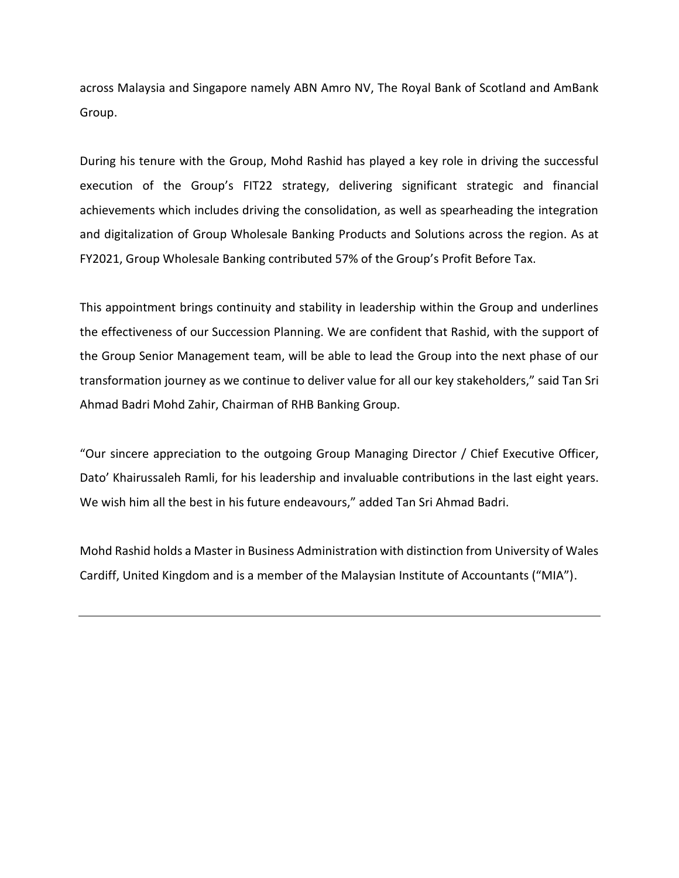across Malaysia and Singapore namely ABN Amro NV, The Royal Bank of Scotland and AmBank Group.

During his tenure with the Group, Mohd Rashid has played a key role in driving the successful execution of the Group's FIT22 strategy, delivering significant strategic and financial achievements which includes driving the consolidation, as well as spearheading the integration and digitalization of Group Wholesale Banking Products and Solutions across the region. As at FY2021, Group Wholesale Banking contributed 57% of the Group's Profit Before Tax.

This appointment brings continuity and stability in leadership within the Group and underlines the effectiveness of our Succession Planning. We are confident that Rashid, with the support of the Group Senior Management team, will be able to lead the Group into the next phase of our transformation journey as we continue to deliver value for all our key stakeholders," said Tan Sri Ahmad Badri Mohd Zahir, Chairman of RHB Banking Group.

"Our sincere appreciation to the outgoing Group Managing Director / Chief Executive Officer, Dato' Khairussaleh Ramli, for his leadership and invaluable contributions in the last eight years. We wish him all the best in his future endeavours," added Tan Sri Ahmad Badri.

Mohd Rashid holds a Master in Business Administration with distinction from University of Wales Cardiff, United Kingdom and is a member of the Malaysian Institute of Accountants ("MIA").

---